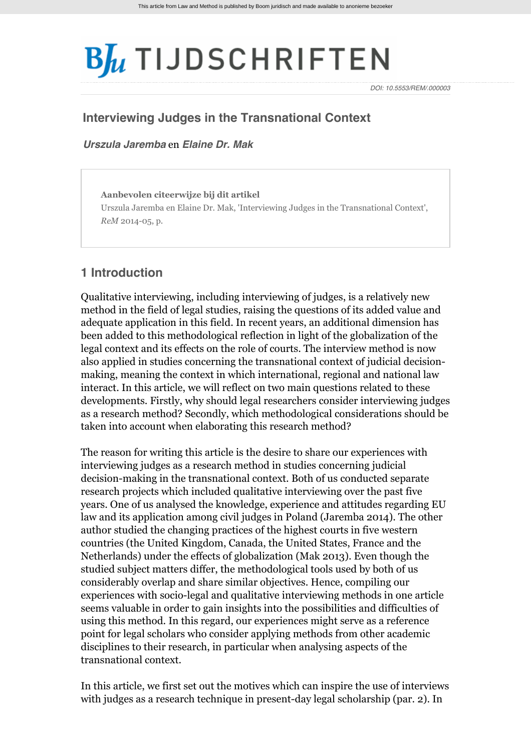DOI: 10.5553/REM/.000003

# Interviewing Judges in the Transnational Context

***Urszula Jaremba*** en ***Elaine Dr. Mak***

**Aanbevolen citeerwijze bij dit artikel**
Urszula Jaremba en Elaine Dr. Mak, 'Interviewing Judges in the Transnational Context', *ReM* 2014-05, p.

## 1 Introduction

Qualitative interviewing, including interviewing of judges, is a relatively new method in the field of legal studies, raising the questions of its added value and adequate application in this field. In recent years, an additional dimension has been added to this methodological reflection in light of the globalization of the legal context and its effects on the role of courts. The interview method is now also applied in studies concerning the transnational context of judicial decision-making, meaning the context in which international, regional and national law interact. In this article, we will reflect on two main questions related to these developments. Firstly, why should legal researchers consider interviewing judges as a research method? Secondly, which methodological considerations should be taken into account when elaborating this research method?

The reason for writing this article is the desire to share our experiences with interviewing judges as a research method in studies concerning judicial decision-making in the transnational context. Both of us conducted separate research projects which included qualitative interviewing over the past five years. One of us analysed the knowledge, experience and attitudes regarding EU law and its application among civil judges in Poland (Jaremba 2014). The other author studied the changing practices of the highest courts in five western countries (the United Kingdom, Canada, the United States, France and the Netherlands) under the effects of globalization (Mak 2013). Even though the studied subject matters differ, the methodological tools used by both of us considerably overlap and share similar objectives. Hence, compiling our experiences with socio-legal and qualitative interviewing methods in one article seems valuable in order to gain insights into the possibilities and difficulties of using this method. In this regard, our experiences might serve as a reference point for legal scholars who consider applying methods from other academic disciplines to their research, in particular when analysing aspects of the transnational context.

In this article, we first set out the motives which can inspire the use of interviews with judges as a research technique in present-day legal scholarship (par. 2). In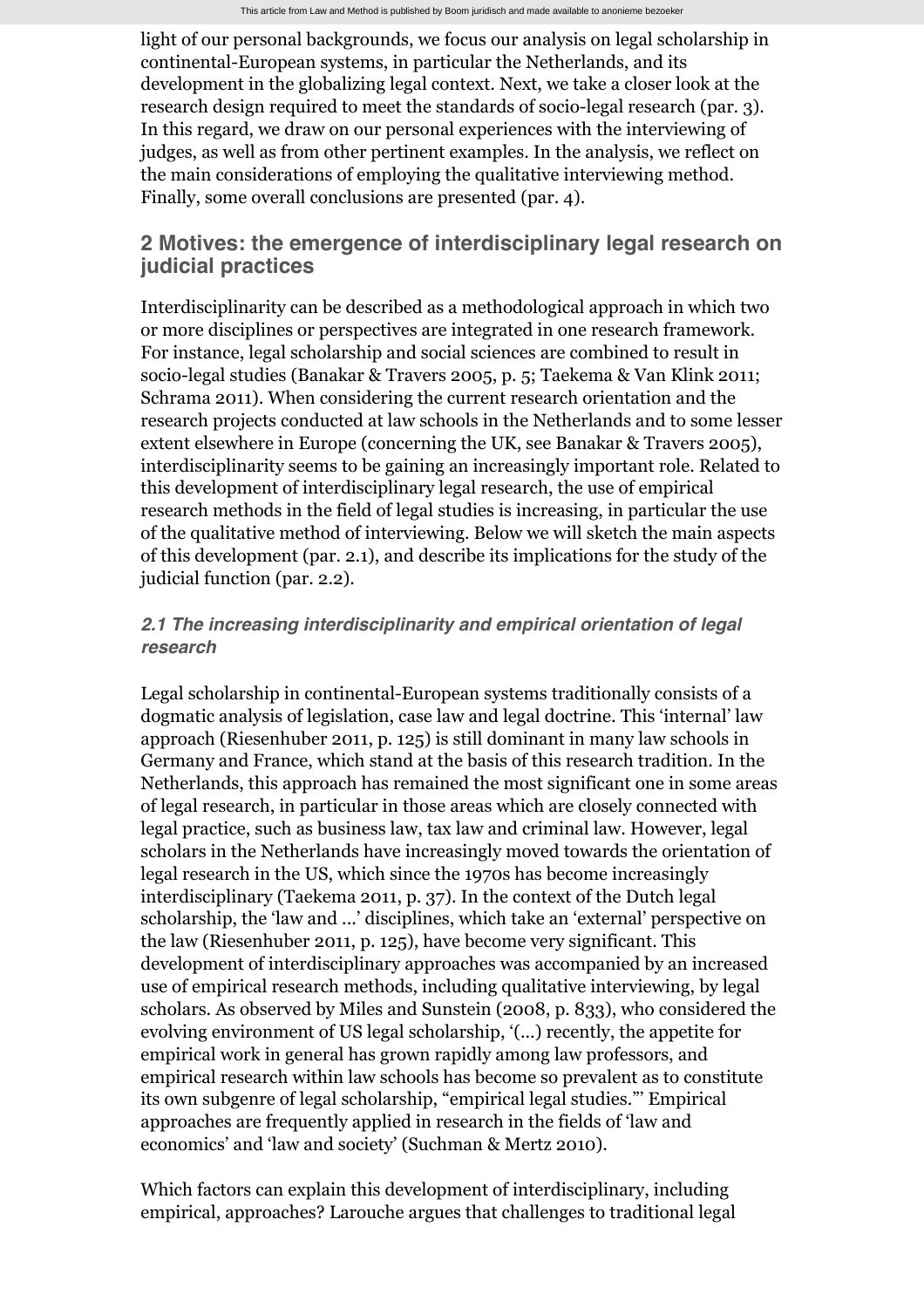light of our personal backgrounds, we focus our analysis on legal scholarship in continental-European systems, in particular the Netherlands, and its development in the globalizing legal context. Next, we take a closer look at the research design required to meet the standards of socio-legal research (par. 3). In this regard, we draw on our personal experiences with the interviewing of judges, as well as from other pertinent examples. In the analysis, we reflect on the main considerations of employing the qualitative interviewing method. Finally, some overall conclusions are presented (par. 4).

## 2 Motives: the emergence of interdisciplinary legal research on judicial practices

Interdisciplinarity can be described as a methodological approach in which two or more disciplines or perspectives are integrated in one research framework. For instance, legal scholarship and social sciences are combined to result in socio-legal studies (Banakar & Travers 2005, p. 5; Taekema & Van Klink 2011; Schrama 2011). When considering the current research orientation and the research projects conducted at law schools in the Netherlands and to some lesser extent elsewhere in Europe (concerning the UK, see Banakar & Travers 2005), interdisciplinarity seems to be gaining an increasingly important role. Related to this development of interdisciplinary legal research, the use of empirical research methods in the field of legal studies is increasing, in particular the use of the qualitative method of interviewing. Below we will sketch the main aspects of this development (par. 2.1), and describe its implications for the study of the judicial function (par. 2.2).

### *2.1 The increasing interdisciplinarity and empirical orientation of legal research*

Legal scholarship in continental-European systems traditionally consists of a dogmatic analysis of legislation, case law and legal doctrine. This 'internal' law approach (Riesenhuber 2011, p. 125) is still dominant in many law schools in Germany and France, which stand at the basis of this research tradition. In the Netherlands, this approach has remained the most significant one in some areas of legal research, in particular in those areas which are closely connected with legal practice, such as business law, tax law and criminal law. However, legal scholars in the Netherlands have increasingly moved towards the orientation of legal research in the US, which since the 1970s has become increasingly interdisciplinary (Taekema 2011, p. 37). In the context of the Dutch legal scholarship, the 'law and ...' disciplines, which take an 'external' perspective on the law (Riesenhuber 2011, p. 125), have become very significant. This development of interdisciplinary approaches was accompanied by an increased use of empirical research methods, including qualitative interviewing, by legal scholars. As observed by Miles and Sunstein (2008, p. 833), who considered the evolving environment of US legal scholarship, '(...) recently, the appetite for empirical work in general has grown rapidly among law professors, and empirical research within law schools has become so prevalent as to constitute its own subgenre of legal scholarship, "empirical legal studies."' Empirical approaches are frequently applied in research in the fields of 'law and economics' and 'law and society' (Suchman & Mertz 2010).

Which factors can explain this development of interdisciplinary, including empirical, approaches? Larouche argues that challenges to traditional legal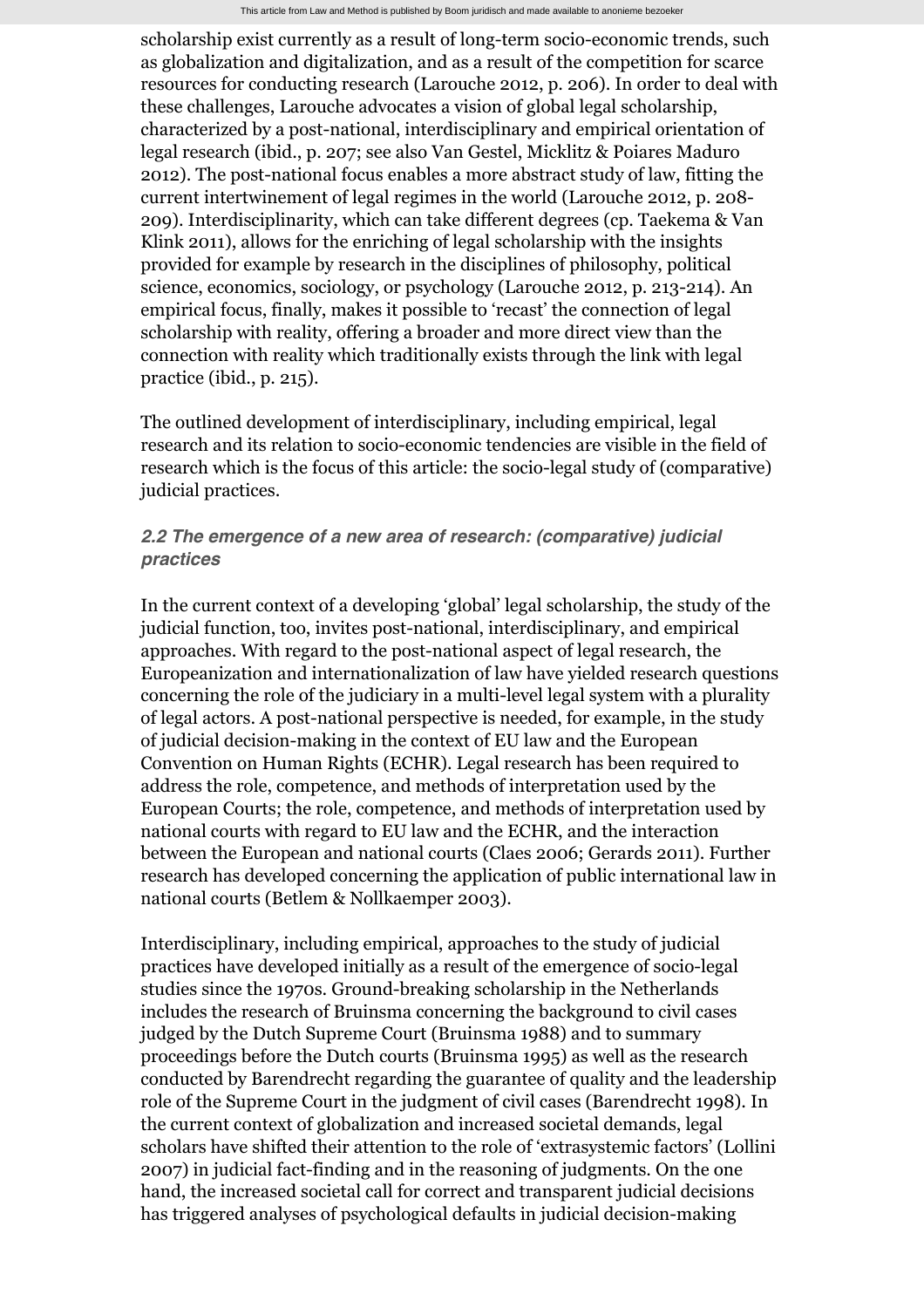scholarship exist currently as a result of long-term socio-economic trends, such as globalization and digitalization, and as a result of the competition for scarce resources for conducting research (Larouche 2012, p. 206). In order to deal with these challenges, Larouche advocates a vision of global legal scholarship, characterized by a post-national, interdisciplinary and empirical orientation of legal research (ibid., p. 207; see also Van Gestel, Micklitz & Poiares Maduro 2012). The post-national focus enables a more abstract study of law, fitting the current intertwinement of legal regimes in the world (Larouche 2012, p. 208-209). Interdisciplinarity, which can take different degrees (cp. Taekema & Van Klink 2011), allows for the enriching of legal scholarship with the insights provided for example by research in the disciplines of philosophy, political science, economics, sociology, or psychology (Larouche 2012, p. 213-214). An empirical focus, finally, makes it possible to 'recast' the connection of legal scholarship with reality, offering a broader and more direct view than the connection with reality which traditionally exists through the link with legal practice (ibid., p. 215).

The outlined development of interdisciplinary, including empirical, legal research and its relation to socio-economic tendencies are visible in the field of research which is the focus of this article: the socio-legal study of (comparative) judicial practices.

### *2.2 The emergence of a new area of research: (comparative) judicial practices*

In the current context of a developing 'global' legal scholarship, the study of the judicial function, too, invites post-national, interdisciplinary, and empirical approaches. With regard to the post-national aspect of legal research, the Europeanization and internationalization of law have yielded research questions concerning the role of the judiciary in a multi-level legal system with a plurality of legal actors. A post-national perspective is needed, for example, in the study of judicial decision-making in the context of EU law and the European Convention on Human Rights (ECHR). Legal research has been required to address the role, competence, and methods of interpretation used by the European Courts; the role, competence, and methods of interpretation used by national courts with regard to EU law and the ECHR, and the interaction between the European and national courts (Claes 2006; Gerards 2011). Further research has developed concerning the application of public international law in national courts (Betlem & Nollkaemper 2003).

Interdisciplinary, including empirical, approaches to the study of judicial practices have developed initially as a result of the emergence of socio-legal studies since the 1970s. Ground-breaking scholarship in the Netherlands includes the research of Bruinsma concerning the background to civil cases judged by the Dutch Supreme Court (Bruinsma 1988) and to summary proceedings before the Dutch courts (Bruinsma 1995) as well as the research conducted by Barendrecht regarding the guarantee of quality and the leadership role of the Supreme Court in the judgment of civil cases (Barendrecht 1998). In the current context of globalization and increased societal demands, legal scholars have shifted their attention to the role of 'extrasystemic factors' (Lollini 2007) in judicial fact-finding and in the reasoning of judgments. On the one hand, the increased societal call for correct and transparent judicial decisions has triggered analyses of psychological defaults in judicial decision-making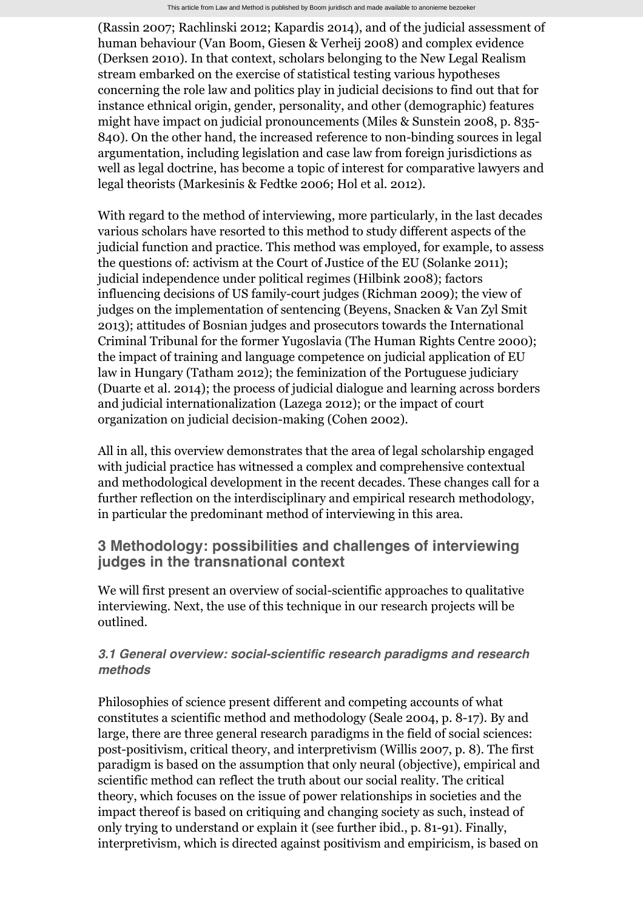(Rassin 2007; Rachlinski 2012; Kapardis 2014), and of the judicial assessment of human behaviour (Van Boom, Giesen & Verheij 2008) and complex evidence (Derksen 2010). In that context, scholars belonging to the New Legal Realism stream embarked on the exercise of statistical testing various hypotheses concerning the role law and politics play in judicial decisions to find out that for instance ethnical origin, gender, personality, and other (demographic) features might have impact on judicial pronouncements (Miles & Sunstein 2008, p. 835-840). On the other hand, the increased reference to non-binding sources in legal argumentation, including legislation and case law from foreign jurisdictions as well as legal doctrine, has become a topic of interest for comparative lawyers and legal theorists (Markesinis & Fedtke 2006; Hol et al. 2012).

With regard to the method of interviewing, more particularly, in the last decades various scholars have resorted to this method to study different aspects of the judicial function and practice. This method was employed, for example, to assess the questions of: activism at the Court of Justice of the EU (Solanke 2011); judicial independence under political regimes (Hilbink 2008); factors influencing decisions of US family-court judges (Richman 2009); the view of judges on the implementation of sentencing (Beyens, Snacken & Van Zyl Smit 2013); attitudes of Bosnian judges and prosecutors towards the International Criminal Tribunal for the former Yugoslavia (The Human Rights Centre 2000); the impact of training and language competence on judicial application of EU law in Hungary (Tatham 2012); the feminization of the Portuguese judiciary (Duarte et al. 2014); the process of judicial dialogue and learning across borders and judicial internationalization (Lazega 2012); or the impact of court organization on judicial decision-making (Cohen 2002).

All in all, this overview demonstrates that the area of legal scholarship engaged with judicial practice has witnessed a complex and comprehensive contextual and methodological development in the recent decades. These changes call for a further reflection on the interdisciplinary and empirical research methodology, in particular the predominant method of interviewing in this area.

## 3 Methodology: possibilities and challenges of interviewing judges in the transnational context

We will first present an overview of social-scientific approaches to qualitative interviewing. Next, the use of this technique in our research projects will be outlined.

### *3.1 General overview: social-scientific research paradigms and research methods*

Philosophies of science present different and competing accounts of what constitutes a scientific method and methodology (Seale 2004, p. 8-17). By and large, there are three general research paradigms in the field of social sciences: post-positivism, critical theory, and interpretivism (Willis 2007, p. 8). The first paradigm is based on the assumption that only neural (objective), empirical and scientific method can reflect the truth about our social reality. The critical theory, which focuses on the issue of power relationships in societies and the impact thereof is based on critiquing and changing society as such, instead of only trying to understand or explain it (see further ibid., p. 81-91). Finally, interpretivism, which is directed against positivism and empiricism, is based on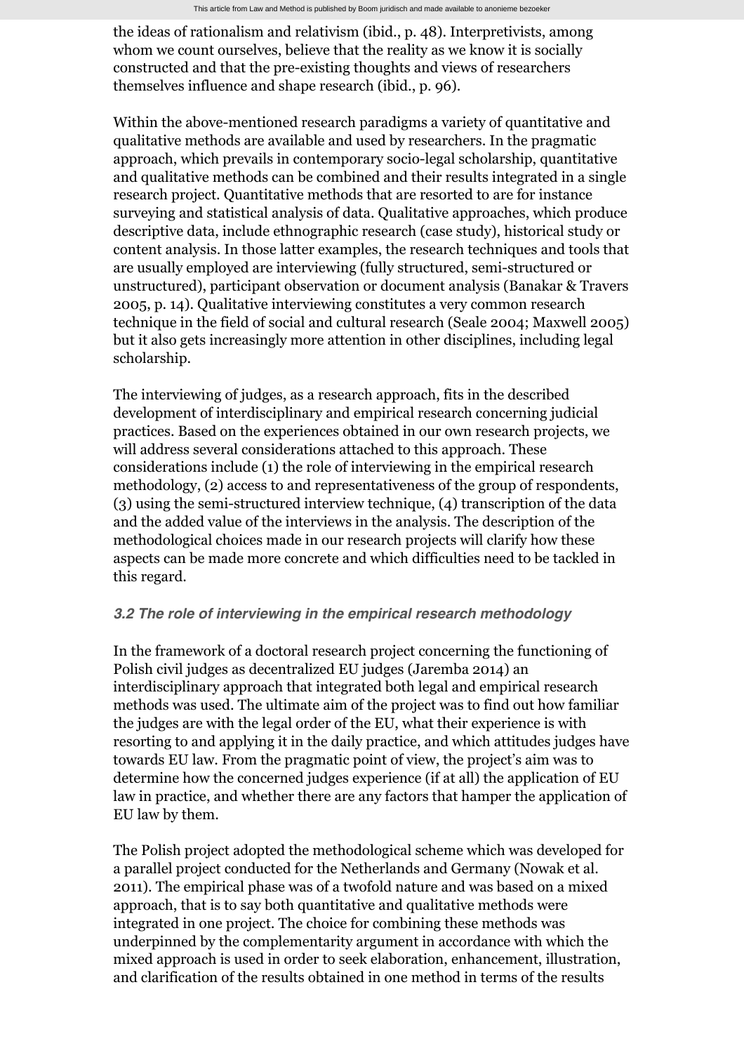the ideas of rationalism and relativism (ibid., p. 48). Interpretivists, among whom we count ourselves, believe that the reality as we know it is socially constructed and that the pre-existing thoughts and views of researchers themselves influence and shape research (ibid., p. 96).

Within the above-mentioned research paradigms a variety of quantitative and qualitative methods are available and used by researchers. In the pragmatic approach, which prevails in contemporary socio-legal scholarship, quantitative and qualitative methods can be combined and their results integrated in a single research project. Quantitative methods that are resorted to are for instance surveying and statistical analysis of data. Qualitative approaches, which produce descriptive data, include ethnographic research (case study), historical study or content analysis. In those latter examples, the research techniques and tools that are usually employed are interviewing (fully structured, semi-structured or unstructured), participant observation or document analysis (Banakar & Travers 2005, p. 14). Qualitative interviewing constitutes a very common research technique in the field of social and cultural research (Seale 2004; Maxwell 2005) but it also gets increasingly more attention in other disciplines, including legal scholarship.

The interviewing of judges, as a research approach, fits in the described development of interdisciplinary and empirical research concerning judicial practices. Based on the experiences obtained in our own research projects, we will address several considerations attached to this approach. These considerations include (1) the role of interviewing in the empirical research methodology, (2) access to and representativeness of the group of respondents, (3) using the semi-structured interview technique, (4) transcription of the data and the added value of the interviews in the analysis. The description of the methodological choices made in our research projects will clarify how these aspects can be made more concrete and which difficulties need to be tackled in this regard.

### 3.2 The role of interviewing in the empirical research methodology

In the framework of a doctoral research project concerning the functioning of Polish civil judges as decentralized EU judges (Jaremba 2014) an interdisciplinary approach that integrated both legal and empirical research methods was used. The ultimate aim of the project was to find out how familiar the judges are with the legal order of the EU, what their experience is with resorting to and applying it in the daily practice, and which attitudes judges have towards EU law. From the pragmatic point of view, the project's aim was to determine how the concerned judges experience (if at all) the application of EU law in practice, and whether there are any factors that hamper the application of EU law by them.

The Polish project adopted the methodological scheme which was developed for a parallel project conducted for the Netherlands and Germany (Nowak et al. 2011). The empirical phase was of a twofold nature and was based on a mixed approach, that is to say both quantitative and qualitative methods were integrated in one project. The choice for combining these methods was underpinned by the complementarity argument in accordance with which the mixed approach is used in order to seek elaboration, enhancement, illustration, and clarification of the results obtained in one method in terms of the results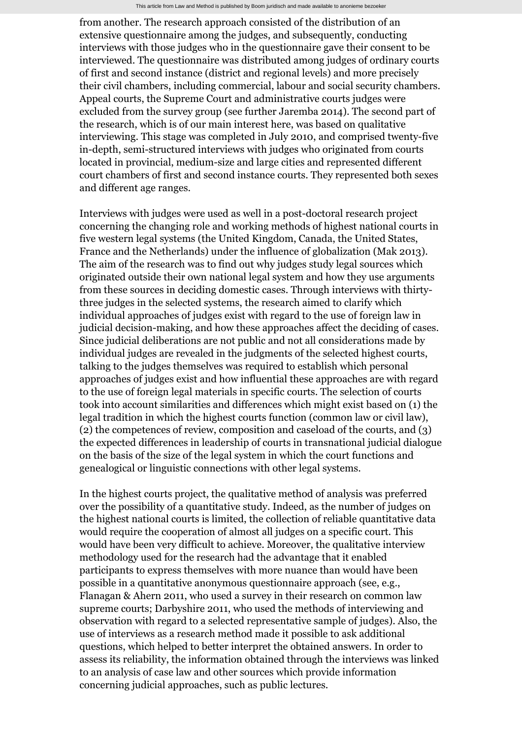from another. The research approach consisted of the distribution of an extensive questionnaire among the judges, and subsequently, conducting interviews with those judges who in the questionnaire gave their consent to be interviewed. The questionnaire was distributed among judges of ordinary courts of first and second instance (district and regional levels) and more precisely their civil chambers, including commercial, labour and social security chambers. Appeal courts, the Supreme Court and administrative courts judges were excluded from the survey group (see further Jaremba 2014). The second part of the research, which is of our main interest here, was based on qualitative interviewing. This stage was completed in July 2010, and comprised twenty-five in-depth, semi-structured interviews with judges who originated from courts located in provincial, medium-size and large cities and represented different court chambers of first and second instance courts. They represented both sexes and different age ranges.

Interviews with judges were used as well in a post-doctoral research project concerning the changing role and working methods of highest national courts in five western legal systems (the United Kingdom, Canada, the United States, France and the Netherlands) under the influence of globalization (Mak 2013). The aim of the research was to find out why judges study legal sources which originated outside their own national legal system and how they use arguments from these sources in deciding domestic cases. Through interviews with thirty-three judges in the selected systems, the research aimed to clarify which individual approaches of judges exist with regard to the use of foreign law in judicial decision-making, and how these approaches affect the deciding of cases. Since judicial deliberations are not public and not all considerations made by individual judges are revealed in the judgments of the selected highest courts, talking to the judges themselves was required to establish which personal approaches of judges exist and how influential these approaches are with regard to the use of foreign legal materials in specific courts. The selection of courts took into account similarities and differences which might exist based on (1) the legal tradition in which the highest courts function (common law or civil law), (2) the competences of review, composition and caseload of the courts, and (3) the expected differences in leadership of courts in transnational judicial dialogue on the basis of the size of the legal system in which the court functions and genealogical or linguistic connections with other legal systems.

In the highest courts project, the qualitative method of analysis was preferred over the possibility of a quantitative study. Indeed, as the number of judges on the highest national courts is limited, the collection of reliable quantitative data would require the cooperation of almost all judges on a specific court. This would have been very difficult to achieve. Moreover, the qualitative interview methodology used for the research had the advantage that it enabled participants to express themselves with more nuance than would have been possible in a quantitative anonymous questionnaire approach (see, e.g., Flanagan & Ahern 2011, who used a survey in their research on common law supreme courts; Darbyshire 2011, who used the methods of interviewing and observation with regard to a selected representative sample of judges). Also, the use of interviews as a research method made it possible to ask additional questions, which helped to better interpret the obtained answers. In order to assess its reliability, the information obtained through the interviews was linked to an analysis of case law and other sources which provide information concerning judicial approaches, such as public lectures.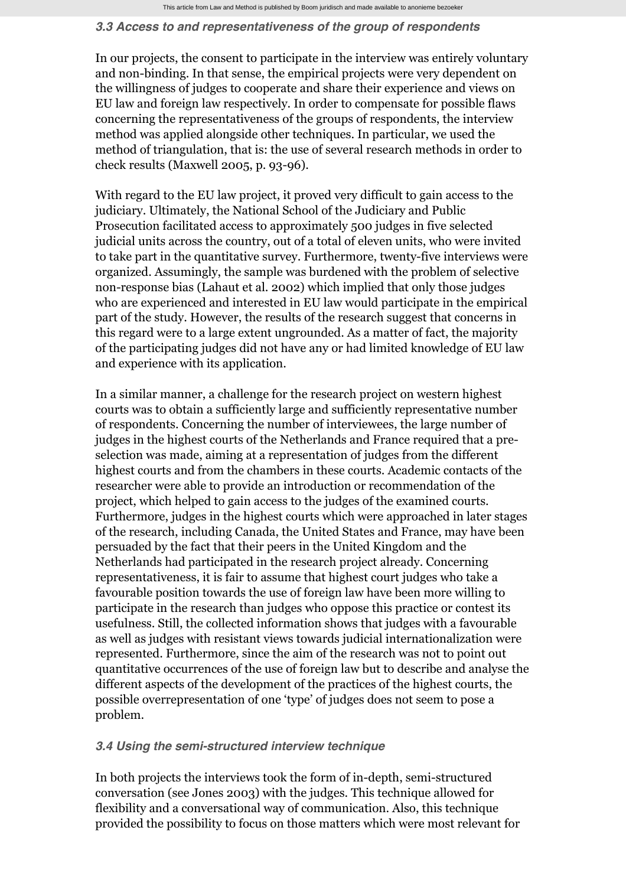### *3.3 Access to and representativeness of the group of respondents*

In our projects, the consent to participate in the interview was entirely voluntary and non-binding. In that sense, the empirical projects were very dependent on the willingness of judges to cooperate and share their experience and views on EU law and foreign law respectively. In order to compensate for possible flaws concerning the representativeness of the groups of respondents, the interview method was applied alongside other techniques. In particular, we used the method of triangulation, that is: the use of several research methods in order to check results (Maxwell 2005, p. 93-96).

With regard to the EU law project, it proved very difficult to gain access to the judiciary. Ultimately, the National School of the Judiciary and Public Prosecution facilitated access to approximately 500 judges in five selected judicial units across the country, out of a total of eleven units, who were invited to take part in the quantitative survey. Furthermore, twenty-five interviews were organized. Assumingly, the sample was burdened with the problem of selective non-response bias (Lahaut et al. 2002) which implied that only those judges who are experienced and interested in EU law would participate in the empirical part of the study. However, the results of the research suggest that concerns in this regard were to a large extent ungrounded. As a matter of fact, the majority of the participating judges did not have any or had limited knowledge of EU law and experience with its application.

In a similar manner, a challenge for the research project on western highest courts was to obtain a sufficiently large and sufficiently representative number of respondents. Concerning the number of interviewees, the large number of judges in the highest courts of the Netherlands and France required that a pre-selection was made, aiming at a representation of judges from the different highest courts and from the chambers in these courts. Academic contacts of the researcher were able to provide an introduction or recommendation of the project, which helped to gain access to the judges of the examined courts. Furthermore, judges in the highest courts which were approached in later stages of the research, including Canada, the United States and France, may have been persuaded by the fact that their peers in the United Kingdom and the Netherlands had participated in the research project already. Concerning representativeness, it is fair to assume that highest court judges who take a favourable position towards the use of foreign law have been more willing to participate in the research than judges who oppose this practice or contest its usefulness. Still, the collected information shows that judges with a favourable as well as judges with resistant views towards judicial internationalization were represented. Furthermore, since the aim of the research was not to point out quantitative occurrences of the use of foreign law but to describe and analyse the different aspects of the development of the practices of the highest courts, the possible overrepresentation of one 'type' of judges does not seem to pose a problem.

### *3.4 Using the semi-structured interview technique*

In both projects the interviews took the form of in-depth, semi-structured conversation (see Jones 2003) with the judges. This technique allowed for flexibility and a conversational way of communication. Also, this technique provided the possibility to focus on those matters which were most relevant for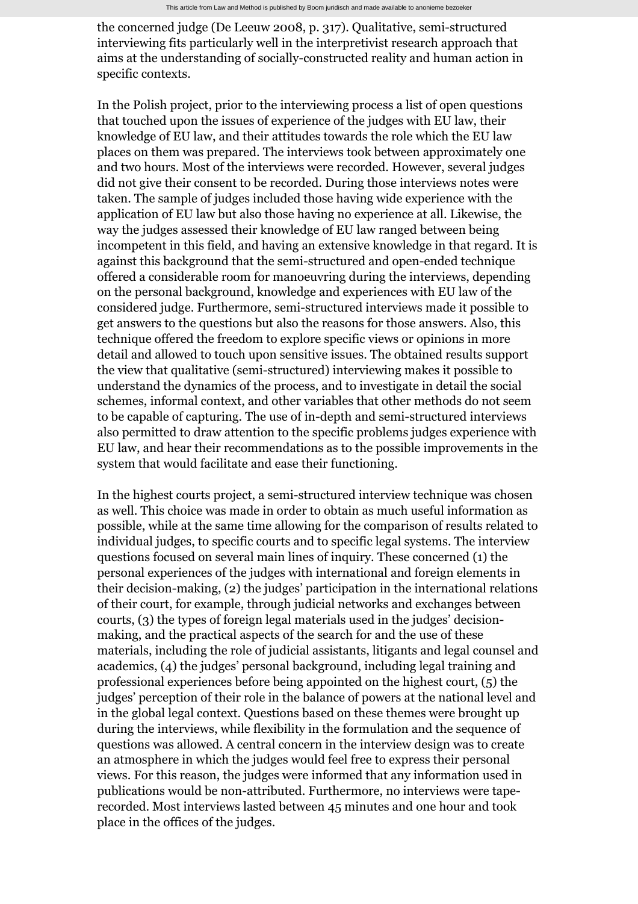the concerned judge (De Leeuw 2008, p. 317). Qualitative, semi-structured interviewing fits particularly well in the interpretivist research approach that aims at the understanding of socially-constructed reality and human action in specific contexts.

In the Polish project, prior to the interviewing process a list of open questions that touched upon the issues of experience of the judges with EU law, their knowledge of EU law, and their attitudes towards the role which the EU law places on them was prepared. The interviews took between approximately one and two hours. Most of the interviews were recorded. However, several judges did not give their consent to be recorded. During those interviews notes were taken. The sample of judges included those having wide experience with the application of EU law but also those having no experience at all. Likewise, the way the judges assessed their knowledge of EU law ranged between being incompetent in this field, and having an extensive knowledge in that regard. It is against this background that the semi-structured and open-ended technique offered a considerable room for manoeuvring during the interviews, depending on the personal background, knowledge and experiences with EU law of the considered judge. Furthermore, semi-structured interviews made it possible to get answers to the questions but also the reasons for those answers. Also, this technique offered the freedom to explore specific views or opinions in more detail and allowed to touch upon sensitive issues. The obtained results support the view that qualitative (semi-structured) interviewing makes it possible to understand the dynamics of the process, and to investigate in detail the social schemes, informal context, and other variables that other methods do not seem to be capable of capturing. The use of in-depth and semi-structured interviews also permitted to draw attention to the specific problems judges experience with EU law, and hear their recommendations as to the possible improvements in the system that would facilitate and ease their functioning.

In the highest courts project, a semi-structured interview technique was chosen as well. This choice was made in order to obtain as much useful information as possible, while at the same time allowing for the comparison of results related to individual judges, to specific courts and to specific legal systems. The interview questions focused on several main lines of inquiry. These concerned (1) the personal experiences of the judges with international and foreign elements in their decision-making, (2) the judges' participation in the international relations of their court, for example, through judicial networks and exchanges between courts, (3) the types of foreign legal materials used in the judges' decision-making, and the practical aspects of the search for and the use of these materials, including the role of judicial assistants, litigants and legal counsel and academics, (4) the judges' personal background, including legal training and professional experiences before being appointed on the highest court, (5) the judges' perception of their role in the balance of powers at the national level and in the global legal context. Questions based on these themes were brought up during the interviews, while flexibility in the formulation and the sequence of questions was allowed. A central concern in the interview design was to create an atmosphere in which the judges would feel free to express their personal views. For this reason, the judges were informed that any information used in publications would be non-attributed. Furthermore, no interviews were tape-recorded. Most interviews lasted between 45 minutes and one hour and took place in the offices of the judges.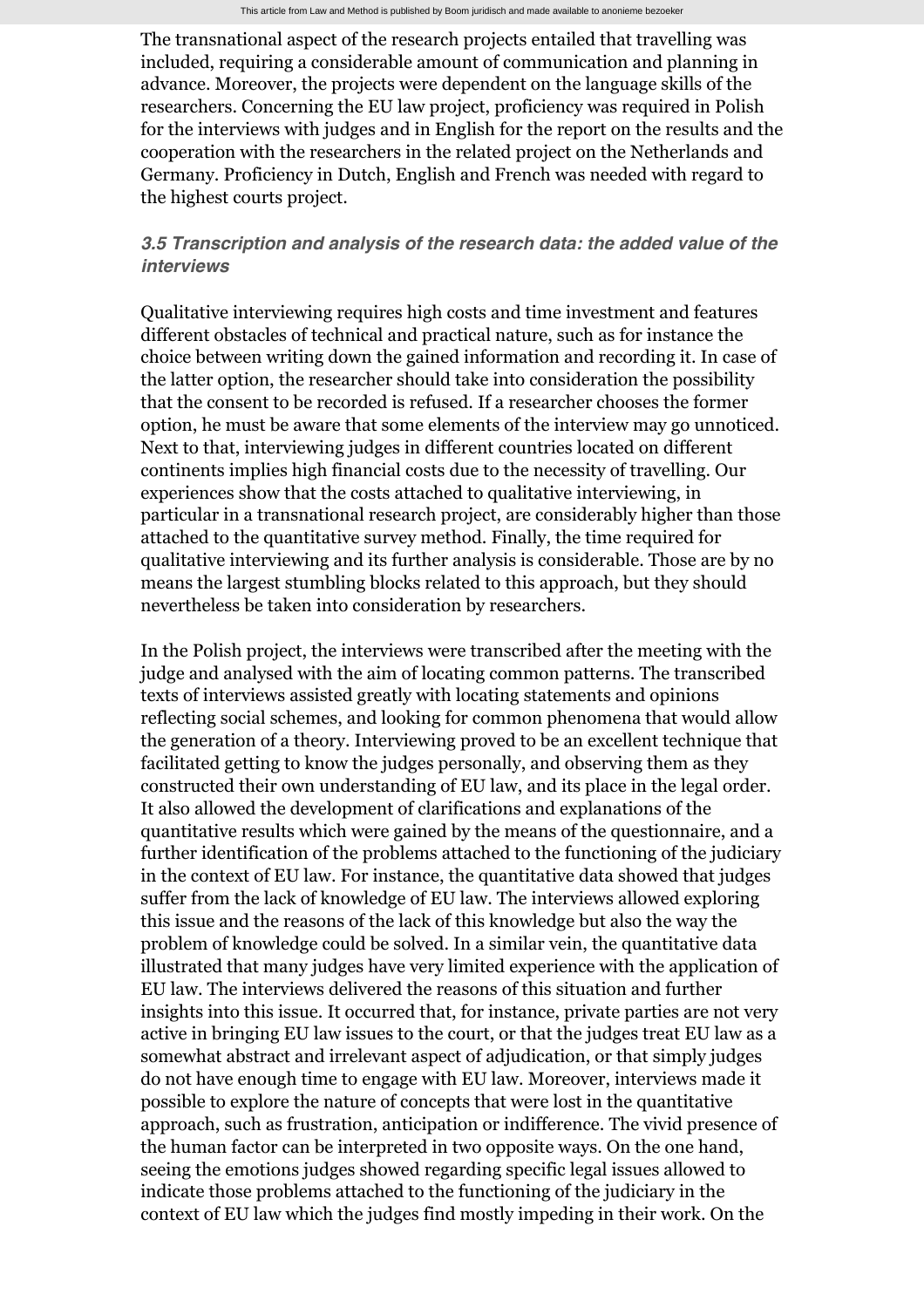The transnational aspect of the research projects entailed that travelling was included, requiring a considerable amount of communication and planning in advance. Moreover, the projects were dependent on the language skills of the researchers. Concerning the EU law project, proficiency was required in Polish for the interviews with judges and in English for the report on the results and the cooperation with the researchers in the related project on the Netherlands and Germany. Proficiency in Dutch, English and French was needed with regard to the highest courts project.

### *3.5 Transcription and analysis of the research data: the added value of the interviews*

Qualitative interviewing requires high costs and time investment and features different obstacles of technical and practical nature, such as for instance the choice between writing down the gained information and recording it. In case of the latter option, the researcher should take into consideration the possibility that the consent to be recorded is refused. If a researcher chooses the former option, he must be aware that some elements of the interview may go unnoticed. Next to that, interviewing judges in different countries located on different continents implies high financial costs due to the necessity of travelling. Our experiences show that the costs attached to qualitative interviewing, in particular in a transnational research project, are considerably higher than those attached to the quantitative survey method. Finally, the time required for qualitative interviewing and its further analysis is considerable. Those are by no means the largest stumbling blocks related to this approach, but they should nevertheless be taken into consideration by researchers.

In the Polish project, the interviews were transcribed after the meeting with the judge and analysed with the aim of locating common patterns. The transcribed texts of interviews assisted greatly with locating statements and opinions reflecting social schemes, and looking for common phenomena that would allow the generation of a theory. Interviewing proved to be an excellent technique that facilitated getting to know the judges personally, and observing them as they constructed their own understanding of EU law, and its place in the legal order. It also allowed the development of clarifications and explanations of the quantitative results which were gained by the means of the questionnaire, and a further identification of the problems attached to the functioning of the judiciary in the context of EU law. For instance, the quantitative data showed that judges suffer from the lack of knowledge of EU law. The interviews allowed exploring this issue and the reasons of the lack of this knowledge but also the way the problem of knowledge could be solved. In a similar vein, the quantitative data illustrated that many judges have very limited experience with the application of EU law. The interviews delivered the reasons of this situation and further insights into this issue. It occurred that, for instance, private parties are not very active in bringing EU law issues to the court, or that the judges treat EU law as a somewhat abstract and irrelevant aspect of adjudication, or that simply judges do not have enough time to engage with EU law. Moreover, interviews made it possible to explore the nature of concepts that were lost in the quantitative approach, such as frustration, anticipation or indifference. The vivid presence of the human factor can be interpreted in two opposite ways. On the one hand, seeing the emotions judges showed regarding specific legal issues allowed to indicate those problems attached to the functioning of the judiciary in the context of EU law which the judges find mostly impeding in their work. On the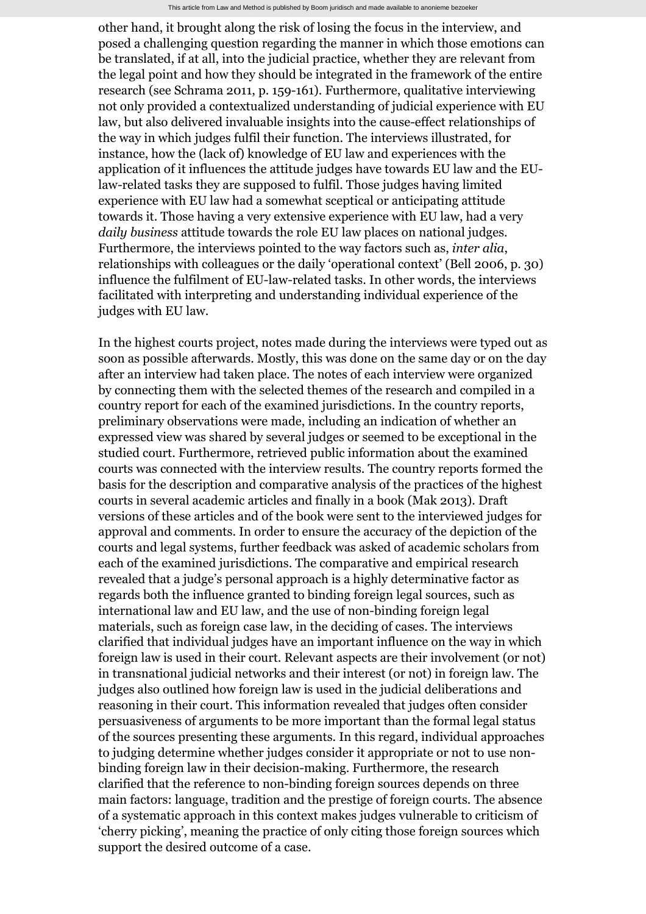other hand, it brought along the risk of losing the focus in the interview, and posed a challenging question regarding the manner in which those emotions can be translated, if at all, into the judicial practice, whether they are relevant from the legal point and how they should be integrated in the framework of the entire research (see Schrama 2011, p. 159-161). Furthermore, qualitative interviewing not only provided a contextualized understanding of judicial experience with EU law, but also delivered invaluable insights into the cause-effect relationships of the way in which judges fulfil their function. The interviews illustrated, for instance, how the (lack of) knowledge of EU law and experiences with the application of it influences the attitude judges have towards EU law and the EU-law-related tasks they are supposed to fulfil. Those judges having limited experience with EU law had a somewhat sceptical or anticipating attitude towards it. Those having a very extensive experience with EU law, had a very *daily business* attitude towards the role EU law places on national judges. Furthermore, the interviews pointed to the way factors such as, *inter alia*, relationships with colleagues or the daily 'operational context' (Bell 2006, p. 30) influence the fulfilment of EU-law-related tasks. In other words, the interviews facilitated with interpreting and understanding individual experience of the judges with EU law.

In the highest courts project, notes made during the interviews were typed out as soon as possible afterwards. Mostly, this was done on the same day or on the day after an interview had taken place. The notes of each interview were organized by connecting them with the selected themes of the research and compiled in a country report for each of the examined jurisdictions. In the country reports, preliminary observations were made, including an indication of whether an expressed view was shared by several judges or seemed to be exceptional in the studied court. Furthermore, retrieved public information about the examined courts was connected with the interview results. The country reports formed the basis for the description and comparative analysis of the practices of the highest courts in several academic articles and finally in a book (Mak 2013). Draft versions of these articles and of the book were sent to the interviewed judges for approval and comments. In order to ensure the accuracy of the depiction of the courts and legal systems, further feedback was asked of academic scholars from each of the examined jurisdictions. The comparative and empirical research revealed that a judge's personal approach is a highly determinative factor as regards both the influence granted to binding foreign legal sources, such as international law and EU law, and the use of non-binding foreign legal materials, such as foreign case law, in the deciding of cases. The interviews clarified that individual judges have an important influence on the way in which foreign law is used in their court. Relevant aspects are their involvement (or not) in transnational judicial networks and their interest (or not) in foreign law. The judges also outlined how foreign law is used in the judicial deliberations and reasoning in their court. This information revealed that judges often consider persuasiveness of arguments to be more important than the formal legal status of the sources presenting these arguments. In this regard, individual approaches to judging determine whether judges consider it appropriate or not to use non-binding foreign law in their decision-making. Furthermore, the research clarified that the reference to non-binding foreign sources depends on three main factors: language, tradition and the prestige of foreign courts. The absence of a systematic approach in this context makes judges vulnerable to criticism of 'cherry picking', meaning the practice of only citing those foreign sources which support the desired outcome of a case.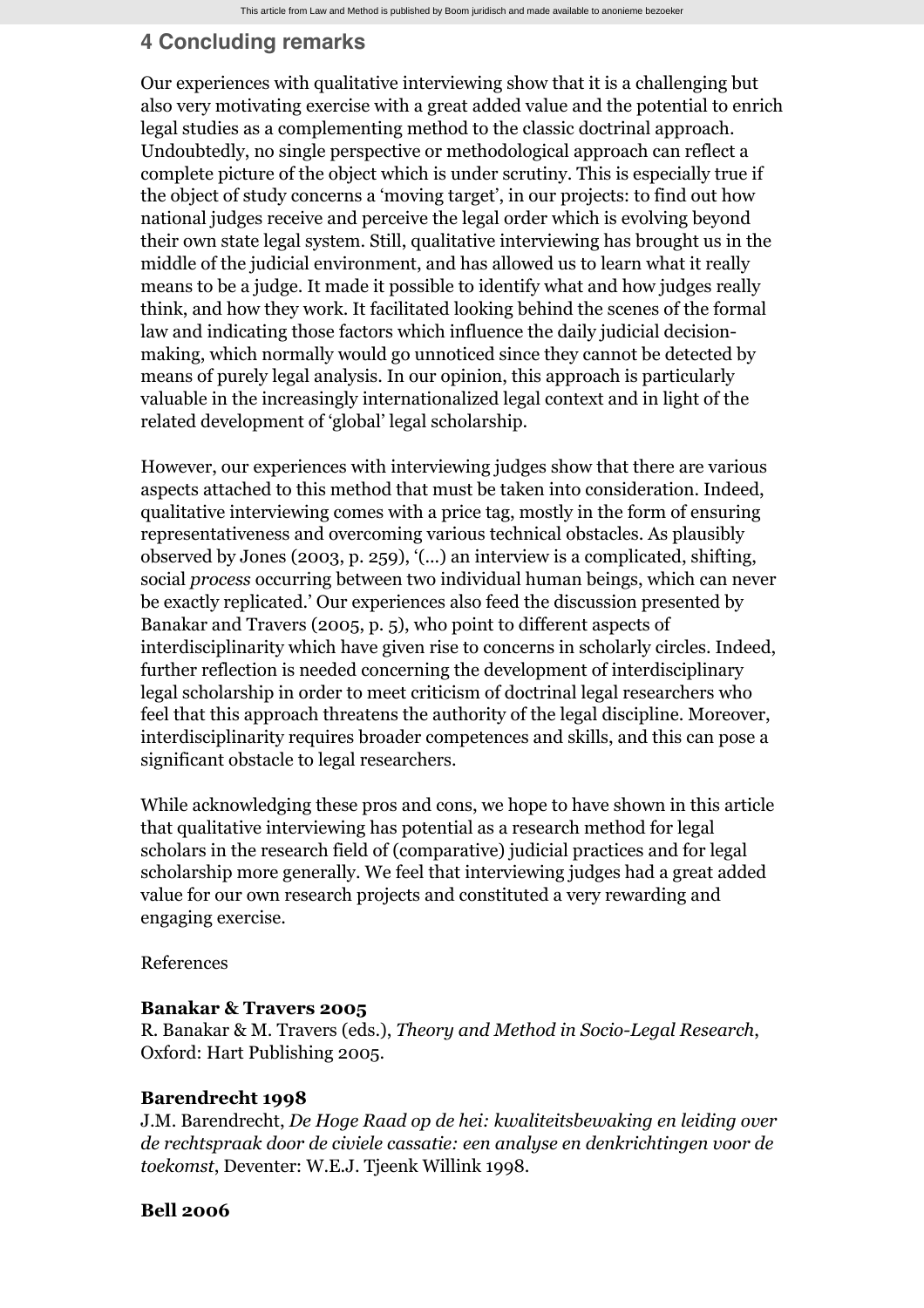## 4 Concluding remarks

Our experiences with qualitative interviewing show that it is a challenging but also very motivating exercise with a great added value and the potential to enrich legal studies as a complementing method to the classic doctrinal approach. Undoubtedly, no single perspective or methodological approach can reflect a complete picture of the object which is under scrutiny. This is especially true if the object of study concerns a 'moving target', in our projects: to find out how national judges receive and perceive the legal order which is evolving beyond their own state legal system. Still, qualitative interviewing has brought us in the middle of the judicial environment, and has allowed us to learn what it really means to be a judge. It made it possible to identify what and how judges really think, and how they work. It facilitated looking behind the scenes of the formal law and indicating those factors which influence the daily judicial decision-making, which normally would go unnoticed since they cannot be detected by means of purely legal analysis. In our opinion, this approach is particularly valuable in the increasingly internationalized legal context and in light of the related development of 'global' legal scholarship.

However, our experiences with interviewing judges show that there are various aspects attached to this method that must be taken into consideration. Indeed, qualitative interviewing comes with a price tag, mostly in the form of ensuring representativeness and overcoming various technical obstacles. As plausibly observed by Jones (2003, p. 259), '(...) an interview is a complicated, shifting, social *process* occurring between two individual human beings, which can never be exactly replicated.' Our experiences also feed the discussion presented by Banakar and Travers (2005, p. 5), who point to different aspects of interdisciplinarity which have given rise to concerns in scholarly circles. Indeed, further reflection is needed concerning the development of interdisciplinary legal scholarship in order to meet criticism of doctrinal legal researchers who feel that this approach threatens the authority of the legal discipline. Moreover, interdisciplinarity requires broader competences and skills, and this can pose a significant obstacle to legal researchers.

While acknowledging these pros and cons, we hope to have shown in this article that qualitative interviewing has potential as a research method for legal scholars in the research field of (comparative) judicial practices and for legal scholarship more generally. We feel that interviewing judges had a great added value for our own research projects and constituted a very rewarding and engaging exercise.

References

**Banakar & Travers 2005**
R. Banakar & M. Travers (eds.), *Theory and Method in Socio-Legal Research*, Oxford: Hart Publishing 2005.

**Barendrecht 1998**
J.M. Barendrecht, *De Hoge Raad op de hei: kwaliteitsbewaking en leiding over de rechtspraak door de civiele cassatie: een analyse en denkrichtingen voor de toekomst*, Deventer: W.E.J. Tjeenk Willink 1998.

**Bell 2006**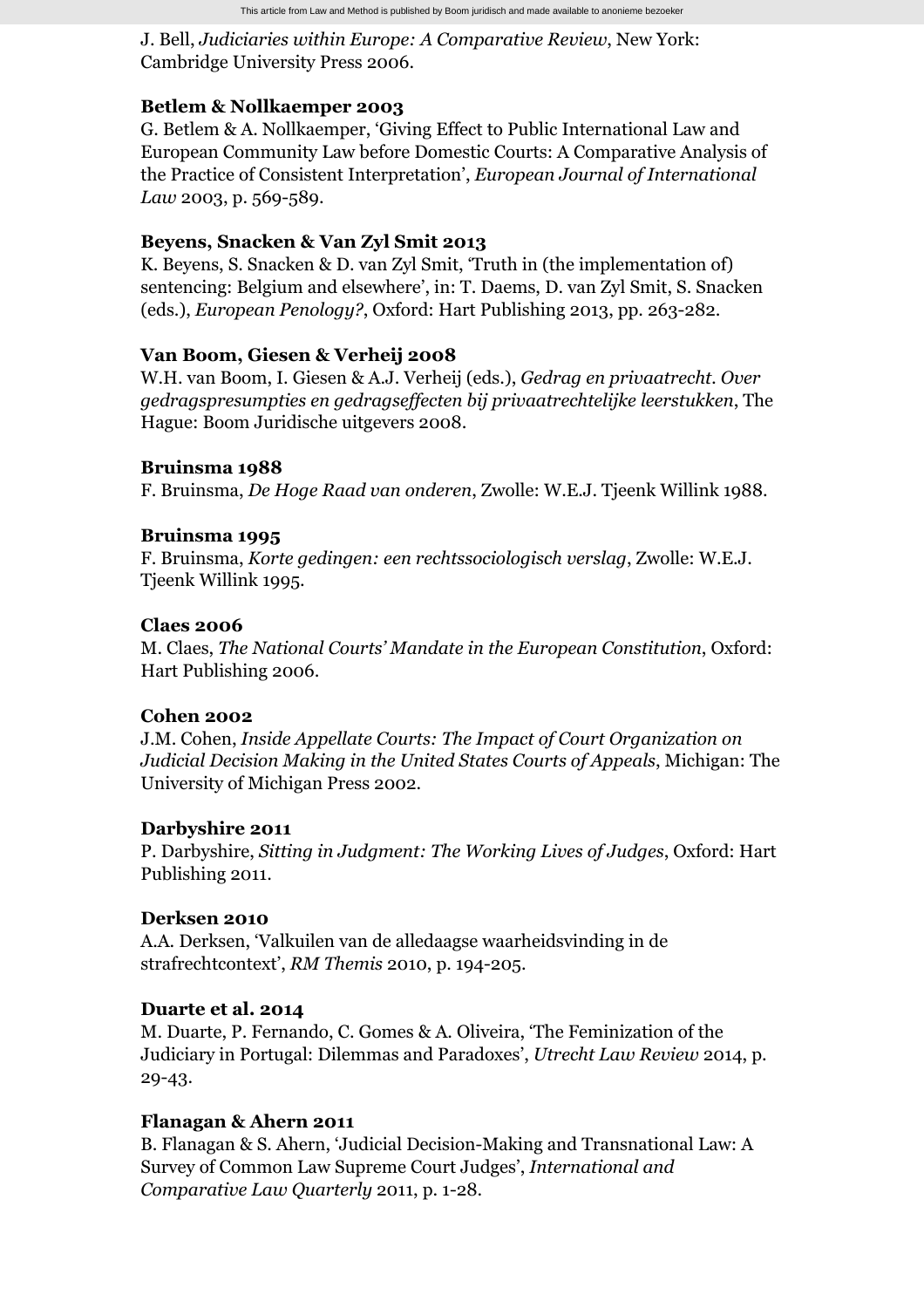J. Bell, *Judiciaries within Europe: A Comparative Review*, New York: Cambridge University Press 2006.

**Betlem & Nollkaemper 2003**
G. Betlem & A. Nollkaemper, 'Giving Effect to Public International Law and European Community Law before Domestic Courts: A Comparative Analysis of the Practice of Consistent Interpretation', *European Journal of International Law* 2003, p. 569-589.

**Beyens, Snacken & Van Zyl Smit 2013**
K. Beyens, S. Snacken & D. van Zyl Smit, 'Truth in (the implementation of) sentencing: Belgium and elsewhere', in: T. Daems, D. van Zyl Smit, S. Snacken (eds.), *European Penology?*, Oxford: Hart Publishing 2013, pp. 263-282.

**Van Boom, Giesen & Verheij 2008**
W.H. van Boom, I. Giesen & A.J. Verheij (eds.), *Gedrag en privaatrecht. Over gedragspresumpties en gedragseffecten bij privaatrechtelijke leerstukken*, The Hague: Boom Juridische uitgevers 2008.

**Bruinsma 1988**
F. Bruinsma, *De Hoge Raad van onderen*, Zwolle: W.E.J. Tjeenk Willink 1988.

**Bruinsma 1995**
F. Bruinsma, *Korte gedingen: een rechtssociologisch verslag*, Zwolle: W.E.J. Tjeenk Willink 1995.

**Claes 2006**
M. Claes, *The National Courts' Mandate in the European Constitution*, Oxford: Hart Publishing 2006.

**Cohen 2002**
J.M. Cohen, *Inside Appellate Courts: The Impact of Court Organization on Judicial Decision Making in the United States Courts of Appeals*, Michigan: The University of Michigan Press 2002.

**Darbyshire 2011**
P. Darbyshire, *Sitting in Judgment: The Working Lives of Judges*, Oxford: Hart Publishing 2011.

**Derksen 2010**
A.A. Derksen, 'Valkuilen van de alledaagse waarheidsvinding in de strafrechtcontext', *RM Themis* 2010, p. 194-205.

**Duarte et al. 2014**
M. Duarte, P. Fernando, C. Gomes & A. Oliveira, 'The Feminization of the Judiciary in Portugal: Dilemmas and Paradoxes', *Utrecht Law Review* 2014, p. 29-43.

**Flanagan & Ahern 2011**
B. Flanagan & S. Ahern, 'Judicial Decision-Making and Transnational Law: A Survey of Common Law Supreme Court Judges', *International and Comparative Law Quarterly* 2011, p. 1-28.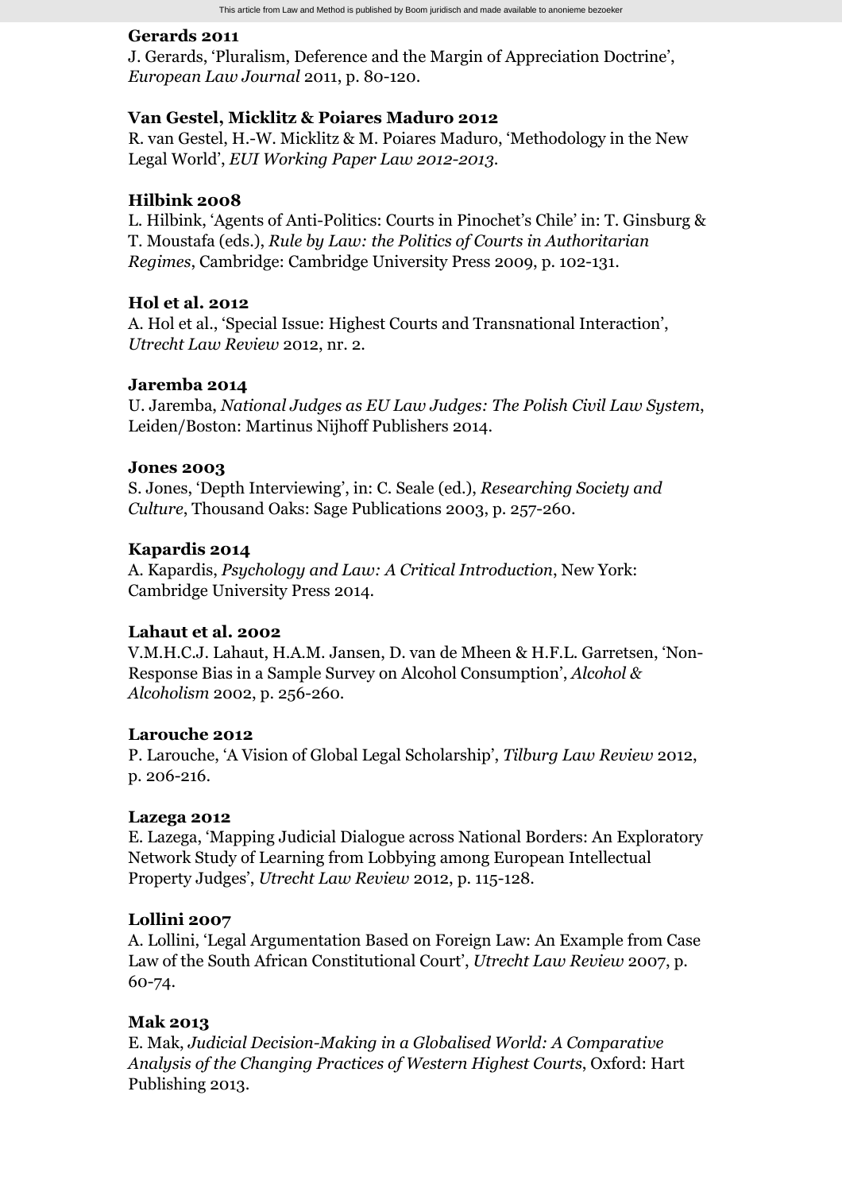**Gerards 2011**
J. Gerards, 'Pluralism, Deference and the Margin of Appreciation Doctrine', *European Law Journal* 2011, p. 80-120.

**Van Gestel, Micklitz & Poiares Maduro 2012**
R. van Gestel, H.-W. Micklitz & M. Poiares Maduro, 'Methodology in the New Legal World', *EUI Working Paper Law 2012-2013*.

**Hilbink 2008**
L. Hilbink, 'Agents of Anti-Politics: Courts in Pinochet's Chile' in: T. Ginsburg & T. Moustafa (eds.), *Rule by Law: the Politics of Courts in Authoritarian Regimes*, Cambridge: Cambridge University Press 2009, p. 102-131.

**Hol et al. 2012**
A. Hol et al., 'Special Issue: Highest Courts and Transnational Interaction', *Utrecht Law Review* 2012, nr. 2.

**Jaremba 2014**
U. Jaremba, *National Judges as EU Law Judges: The Polish Civil Law System*, Leiden/Boston: Martinus Nijhoff Publishers 2014.

**Jones 2003**
S. Jones, 'Depth Interviewing', in: C. Seale (ed.), *Researching Society and Culture*, Thousand Oaks: Sage Publications 2003, p. 257-260.

**Kapardis 2014**
A. Kapardis, *Psychology and Law: A Critical Introduction*, New York: Cambridge University Press 2014.

**Lahaut et al. 2002**
V.M.H.C.J. Lahaut, H.A.M. Jansen, D. van de Mheen & H.F.L. Garretsen, 'Non-Response Bias in a Sample Survey on Alcohol Consumption', *Alcohol & Alcoholism* 2002, p. 256-260.

**Larouche 2012**
P. Larouche, 'A Vision of Global Legal Scholarship', *Tilburg Law Review* 2012, p. 206-216.

**Lazega 2012**
E. Lazega, 'Mapping Judicial Dialogue across National Borders: An Exploratory Network Study of Learning from Lobbying among European Intellectual Property Judges', *Utrecht Law Review* 2012, p. 115-128.

**Lollini 2007**
A. Lollini, 'Legal Argumentation Based on Foreign Law: An Example from Case Law of the South African Constitutional Court', *Utrecht Law Review* 2007, p. 60-74.

**Mak 2013**
E. Mak, *Judicial Decision-Making in a Globalised World: A Comparative Analysis of the Changing Practices of Western Highest Courts*, Oxford: Hart Publishing 2013.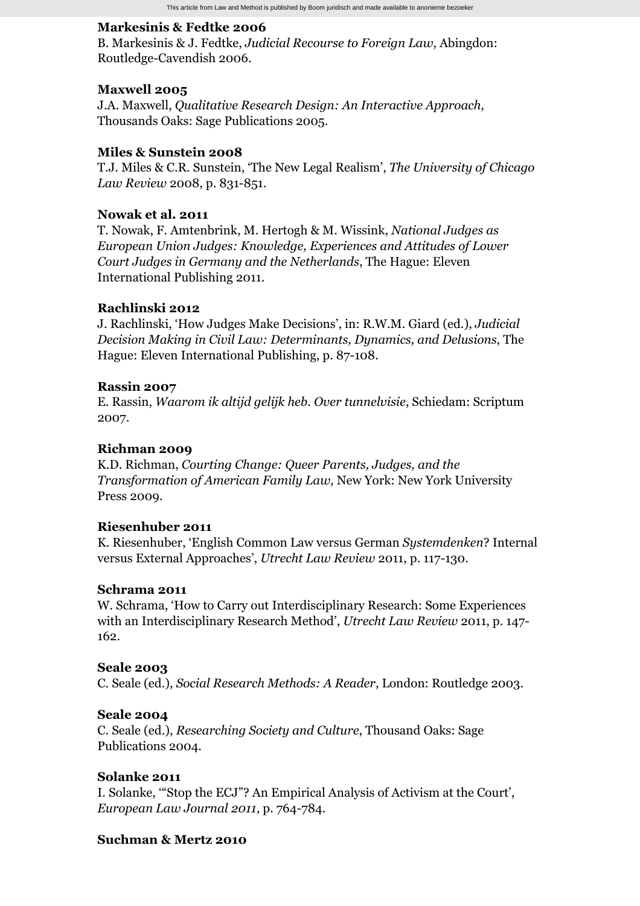**Markesinis & Fedtke 2006**
B. Markesinis & J. Fedtke, *Judicial Recourse to Foreign Law*, Abingdon: Routledge-Cavendish 2006.

**Maxwell 2005**
J.A. Maxwell, *Qualitative Research Design: An Interactive Approach*, Thousands Oaks: Sage Publications 2005.

**Miles & Sunstein 2008**
T.J. Miles & C.R. Sunstein, 'The New Legal Realism', *The University of Chicago Law Review* 2008, p. 831-851.

**Nowak et al. 2011**
T. Nowak, F. Amtenbrink, M. Hertogh & M. Wissink, *National Judges as European Union Judges: Knowledge, Experiences and Attitudes of Lower Court Judges in Germany and the Netherlands*, The Hague: Eleven International Publishing 2011.

**Rachlinski 2012**
J. Rachlinski, 'How Judges Make Decisions', in: R.W.M. Giard (ed.), *Judicial Decision Making in Civil Law: Determinants, Dynamics, and Delusions*, The Hague: Eleven International Publishing, p. 87-108.

**Rassin 2007**
E. Rassin, *Waarom ik altijd gelijk heb. Over tunnelvisie*, Schiedam: Scriptum 2007.

**Richman 2009**
K.D. Richman, *Courting Change: Queer Parents, Judges, and the Transformation of American Family Law*, New York: New York University Press 2009.

**Riesenhuber 2011**
K. Riesenhuber, 'English Common Law versus German *Systemdenken*? Internal versus External Approaches', *Utrecht Law Review* 2011, p. 117-130.

**Schrama 2011**
W. Schrama, 'How to Carry out Interdisciplinary Research: Some Experiences with an Interdisciplinary Research Method', *Utrecht Law Review* 2011, p. 147-162.

**Seale 2003**
C. Seale (ed.), *Social Research Methods: A Reader*, London: Routledge 2003.

**Seale 2004**
C. Seale (ed.), *Researching Society and Culture*, Thousand Oaks: Sage Publications 2004.

**Solanke 2011**
I. Solanke, '"Stop the ECJ"? An Empirical Analysis of Activism at the Court', *European Law Journal 2011*, p. 764-784.

**Suchman & Mertz 2010**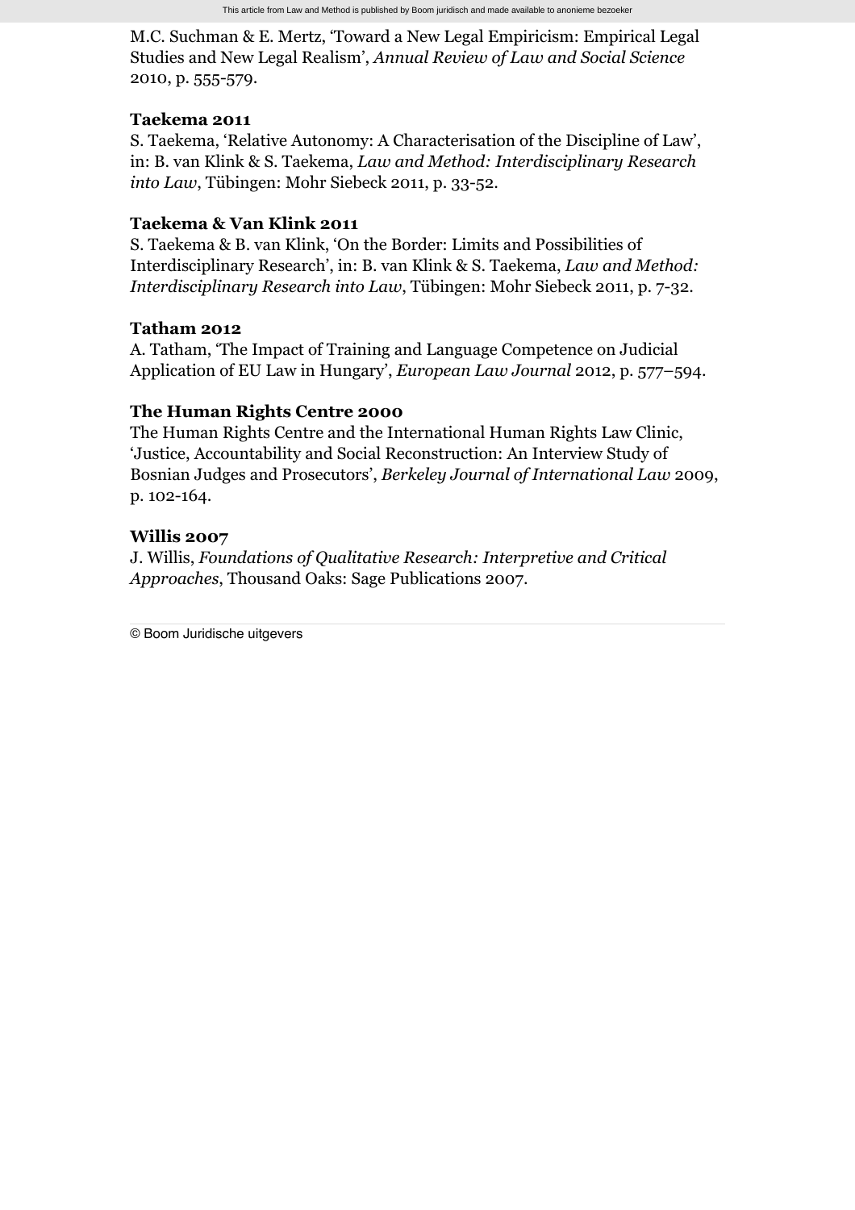M.C. Suchman & E. Mertz, 'Toward a New Legal Empiricism: Empirical Legal Studies and New Legal Realism', *Annual Review of Law and Social Science* 2010, p. 555-579.

**Taekema 2011**

S. Taekema, 'Relative Autonomy: A Characterisation of the Discipline of Law', in: B. van Klink & S. Taekema, *Law and Method: Interdisciplinary Research into Law*, Tübingen: Mohr Siebeck 2011, p. 33-52.

**Taekema & Van Klink 2011**

S. Taekema & B. van Klink, 'On the Border: Limits and Possibilities of Interdisciplinary Research', in: B. van Klink & S. Taekema, *Law and Method: Interdisciplinary Research into Law*, Tübingen: Mohr Siebeck 2011, p. 7-32.

**Tatham 2012**

A. Tatham, 'The Impact of Training and Language Competence on Judicial Application of EU Law in Hungary', *European Law Journal* 2012, p. 577–594.

**The Human Rights Centre 2000**

The Human Rights Centre and the International Human Rights Law Clinic, 'Justice, Accountability and Social Reconstruction: An Interview Study of Bosnian Judges and Prosecutors', *Berkeley Journal of International Law* 2009, p. 102-164.

**Willis 2007**

J. Willis, *Foundations of Qualitative Research: Interpretive and Critical Approaches*, Thousand Oaks: Sage Publications 2007.